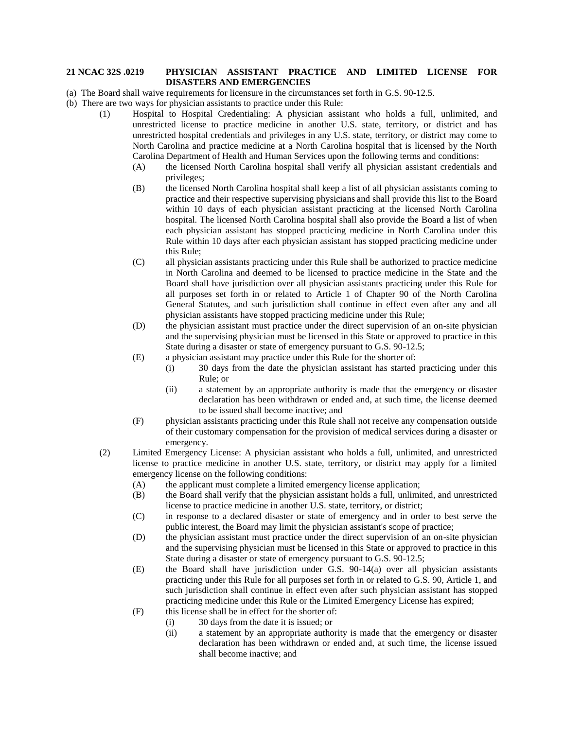**21 NCAC 32S .0219 PHYSICIAN ASSISTANT PRACTICE AND LIMITED LICENSE FOR DISASTERS AND EMERGENCIES**

(a) The Board shall waive requirements for licensure in the circumstances set forth in G.S. 90-12.5.

(b) There are two ways for physician assistants to practice under this Rule:

- (1) Hospital to Hospital Credentialing: A physician assistant who holds a full, unlimited, and unrestricted license to practice medicine in another U.S. state, territory, or district and has unrestricted hospital credentials and privileges in any U.S. state, territory, or district may come to North Carolina and practice medicine at a North Carolina hospital that is licensed by the North Carolina Department of Health and Human Services upon the following terms and conditions:
  - (A) the licensed North Carolina hospital shall verify all physician assistant credentials and privileges;
  - (B) the licensed North Carolina hospital shall keep a list of all physician assistants coming to practice and their respective supervising physicians and shall provide this list to the Board within 10 days of each physician assistant practicing at the licensed North Carolina hospital. The licensed North Carolina hospital shall also provide the Board a list of when each physician assistant has stopped practicing medicine in North Carolina under this Rule within 10 days after each physician assistant has stopped practicing medicine under this Rule;
  - (C) all physician assistants practicing under this Rule shall be authorized to practice medicine in North Carolina and deemed to be licensed to practice medicine in the State and the Board shall have jurisdiction over all physician assistants practicing under this Rule for all purposes set forth in or related to Article 1 of Chapter 90 of the North Carolina General Statutes, and such jurisdiction shall continue in effect even after any and all physician assistants have stopped practicing medicine under this Rule;
  - (D) the physician assistant must practice under the direct supervision of an on-site physician and the supervising physician must be licensed in this State or approved to practice in this State during a disaster or state of emergency pursuant to G.S. 90-12.5;
  - (E) a physician assistant may practice under this Rule for the shorter of:
    - (i) 30 days from the date the physician assistant has started practicing under this Rule; or
    - (ii) a statement by an appropriate authority is made that the emergency or disaster declaration has been withdrawn or ended and, at such time, the license deemed to be issued shall become inactive; and
  - (F) physician assistants practicing under this Rule shall not receive any compensation outside of their customary compensation for the provision of medical services during a disaster or emergency.
- (2) Limited Emergency License: A physician assistant who holds a full, unlimited, and unrestricted license to practice medicine in another U.S. state, territory, or district may apply for a limited emergency license on the following conditions:
  - (A) the applicant must complete a limited emergency license application;
  - (B) the Board shall verify that the physician assistant holds a full, unlimited, and unrestricted license to practice medicine in another U.S. state, territory, or district;
  - (C) in response to a declared disaster or state of emergency and in order to best serve the public interest, the Board may limit the physician assistant's scope of practice;
  - (D) the physician assistant must practice under the direct supervision of an on-site physician and the supervising physician must be licensed in this State or approved to practice in this State during a disaster or state of emergency pursuant to G.S. 90-12.5;
  - (E) the Board shall have jurisdiction under G.S. 90-14(a) over all physician assistants practicing under this Rule for all purposes set forth in or related to G.S. 90, Article 1, and such jurisdiction shall continue in effect even after such physician assistant has stopped practicing medicine under this Rule or the Limited Emergency License has expired;
  - (F) this license shall be in effect for the shorter of:
    - (i) 30 days from the date it is issued; or
    - (ii) a statement by an appropriate authority is made that the emergency or disaster declaration has been withdrawn or ended and, at such time, the license issued shall become inactive; and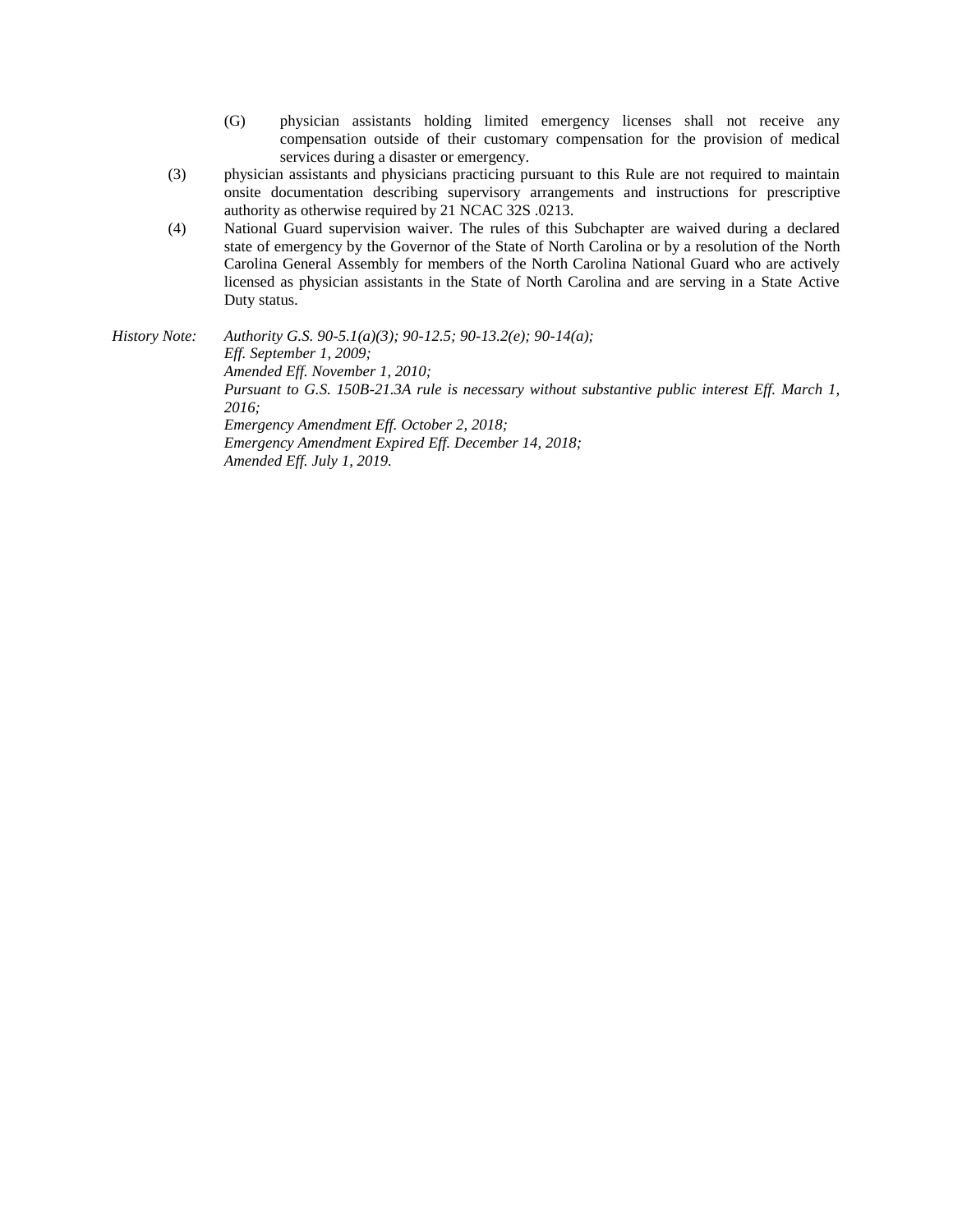(G) physician assistants holding limited emergency licenses shall not receive any compensation outside of their customary compensation for the provision of medical services during a disaster or emergency.

(3) physician assistants and physicians practicing pursuant to this Rule are not required to maintain onsite documentation describing supervisory arrangements and instructions for prescriptive authority as otherwise required by 21 NCAC 32S .0213.

(4) National Guard supervision waiver. The rules of this Subchapter are waived during a declared state of emergency by the Governor of the State of North Carolina or by a resolution of the North Carolina General Assembly for members of the North Carolina National Guard who are actively licensed as physician assistants in the State of North Carolina and are serving in a State Active Duty status.

*History Note:* *Authority G.S. 90-5.1(a)(3); 90-12.5; 90-13.2(e); 90-14(a);*
*Eff. September 1, 2009;*
*Amended Eff. November 1, 2010;*
*Pursuant to G.S. 150B-21.3A rule is necessary without substantive public interest Eff. March 1, 2016;*
*Emergency Amendment Eff. October 2, 2018;*
*Emergency Amendment Expired Eff. December 14, 2018;*
*Amended Eff. July 1, 2019.*